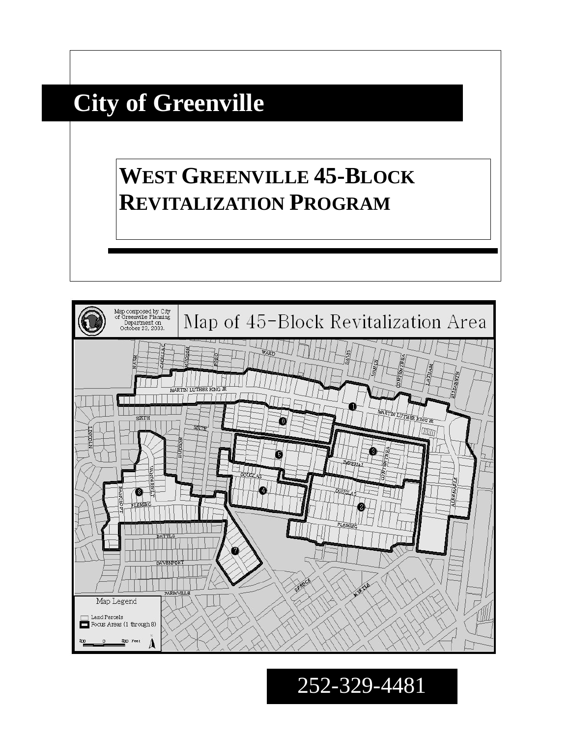# City of Greenville

## WEST GREENVILLE 45-BLOCK REVITALIZATION PROGRAM

Map composed by City of Greenville Planning Department on October 23, 2003.

Map of 45-Block Revitalization Area

Map Legend

- Land Parcels
- Focus Areas (1 through 8)

252-329-4481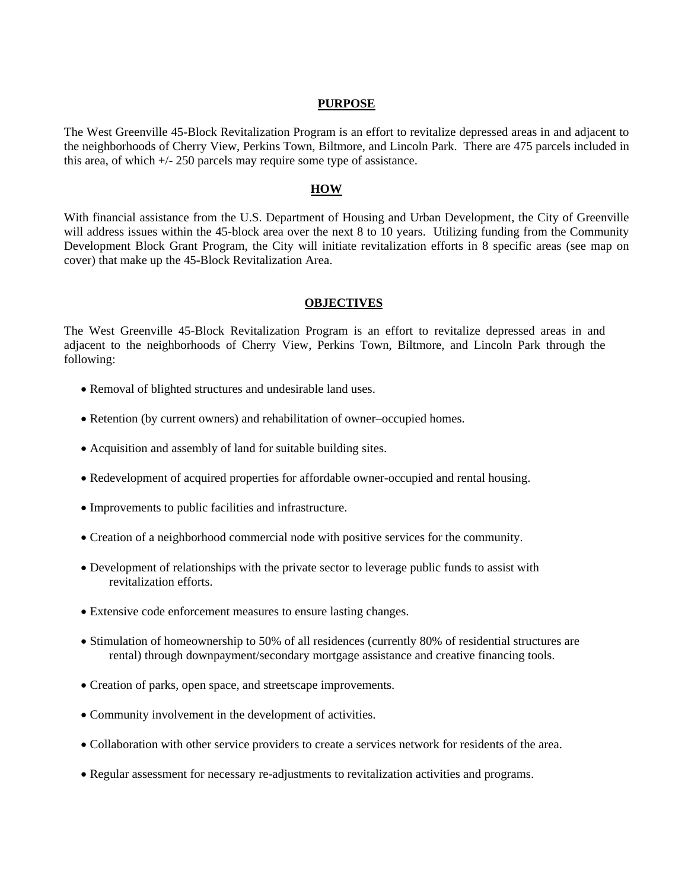## PURPOSE

The West Greenville 45-Block Revitalization Program is an effort to revitalize depressed areas in and adjacent to the neighborhoods of Cherry View, Perkins Town, Biltmore, and Lincoln Park. There are 475 parcels included in this area, of which +/- 250 parcels may require some type of assistance.

## HOW

With financial assistance from the U.S. Department of Housing and Urban Development, the City of Greenville will address issues within the 45-block area over the next 8 to 10 years. Utilizing funding from the Community Development Block Grant Program, the City will initiate revitalization efforts in 8 specific areas (see map on cover) that make up the 45-Block Revitalization Area.

## OBJECTIVES

The West Greenville 45-Block Revitalization Program is an effort to revitalize depressed areas in and adjacent to the neighborhoods of Cherry View, Perkins Town, Biltmore, and Lincoln Park through the following:

- Removal of blighted structures and undesirable land uses.
- Retention (by current owners) and rehabilitation of owner–occupied homes.
- Acquisition and assembly of land for suitable building sites.
- Redevelopment of acquired properties for affordable owner-occupied and rental housing.
- Improvements to public facilities and infrastructure.
- Creation of a neighborhood commercial node with positive services for the community.
- Development of relationships with the private sector to leverage public funds to assist with revitalization efforts.
- Extensive code enforcement measures to ensure lasting changes.
- Stimulation of homeownership to 50% of all residences (currently 80% of residential structures are rental) through downpayment/secondary mortgage assistance and creative financing tools.
- Creation of parks, open space, and streetscape improvements.
- Community involvement in the development of activities.
- Collaboration with other service providers to create a services network for residents of the area.
- Regular assessment for necessary re-adjustments to revitalization activities and programs.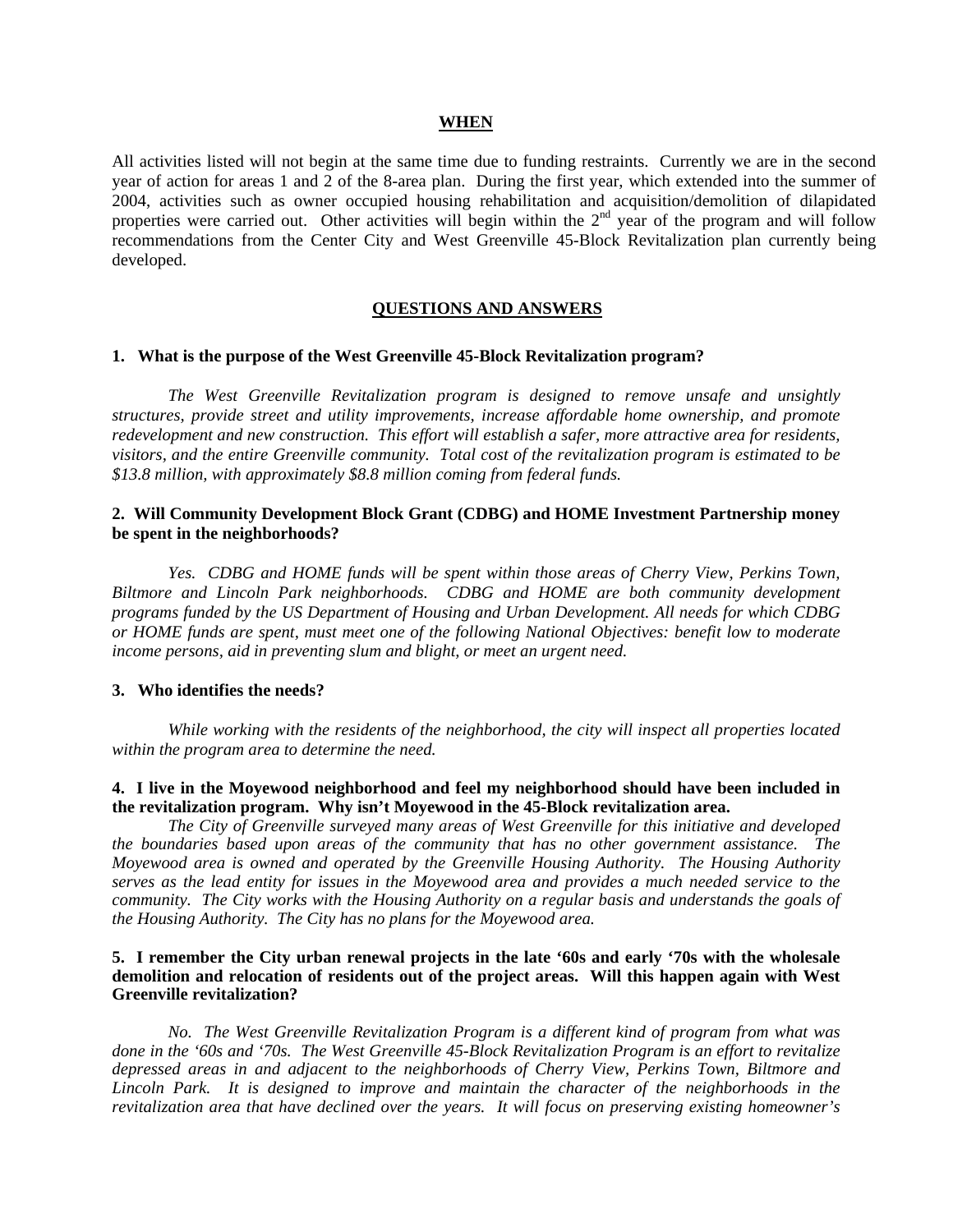## WHEN

All activities listed will not begin at the same time due to funding restraints. Currently we are in the second year of action for areas 1 and 2 of the 8-area plan. During the first year, which extended into the summer of 2004, activities such as owner occupied housing rehabilitation and acquisition/demolition of dilapidated properties were carried out. Other activities will begin within the 2nd year of the program and will follow recommendations from the Center City and West Greenville 45-Block Revitalization plan currently being developed.

## QUESTIONS AND ANSWERS

**1. What is the purpose of the West Greenville 45-Block Revitalization program?**

*The West Greenville Revitalization program is designed to remove unsafe and unsightly structures, provide street and utility improvements, increase affordable home ownership, and promote redevelopment and new construction. This effort will establish a safer, more attractive area for residents, visitors, and the entire Greenville community. Total cost of the revitalization program is estimated to be $13.8 million, with approximately $8.8 million coming from federal funds.*

**2. Will Community Development Block Grant (CDBG) and HOME Investment Partnership money be spent in the neighborhoods?**

*Yes. CDBG and HOME funds will be spent within those areas of Cherry View, Perkins Town, Biltmore and Lincoln Park neighborhoods. CDBG and HOME are both community development programs funded by the US Department of Housing and Urban Development. All needs for which CDBG or HOME funds are spent, must meet one of the following National Objectives: benefit low to moderate income persons, aid in preventing slum and blight, or meet an urgent need.*

**3. Who identifies the needs?**

*While working with the residents of the neighborhood, the city will inspect all properties located within the program area to determine the need.*

**4. I live in the Moyewood neighborhood and feel my neighborhood should have been included in the revitalization program. Why isn't Moyewood in the 45-Block revitalization area.**

*The City of Greenville surveyed many areas of West Greenville for this initiative and developed the boundaries based upon areas of the community that has no other government assistance. The Moyewood area is owned and operated by the Greenville Housing Authority. The Housing Authority serves as the lead entity for issues in the Moyewood area and provides a much needed service to the community. The City works with the Housing Authority on a regular basis and understands the goals of the Housing Authority. The City has no plans for the Moyewood area.*

**5. I remember the City urban renewal projects in the late '60s and early '70s with the wholesale demolition and relocation of residents out of the project areas. Will this happen again with West Greenville revitalization?**

*No. The West Greenville Revitalization Program is a different kind of program from what was done in the '60s and '70s. The West Greenville 45-Block Revitalization Program is an effort to revitalize depressed areas in and adjacent to the neighborhoods of Cherry View, Perkins Town, Biltmore and Lincoln Park. It is designed to improve and maintain the character of the neighborhoods in the revitalization area that have declined over the years. It will focus on preserving existing homeowner's*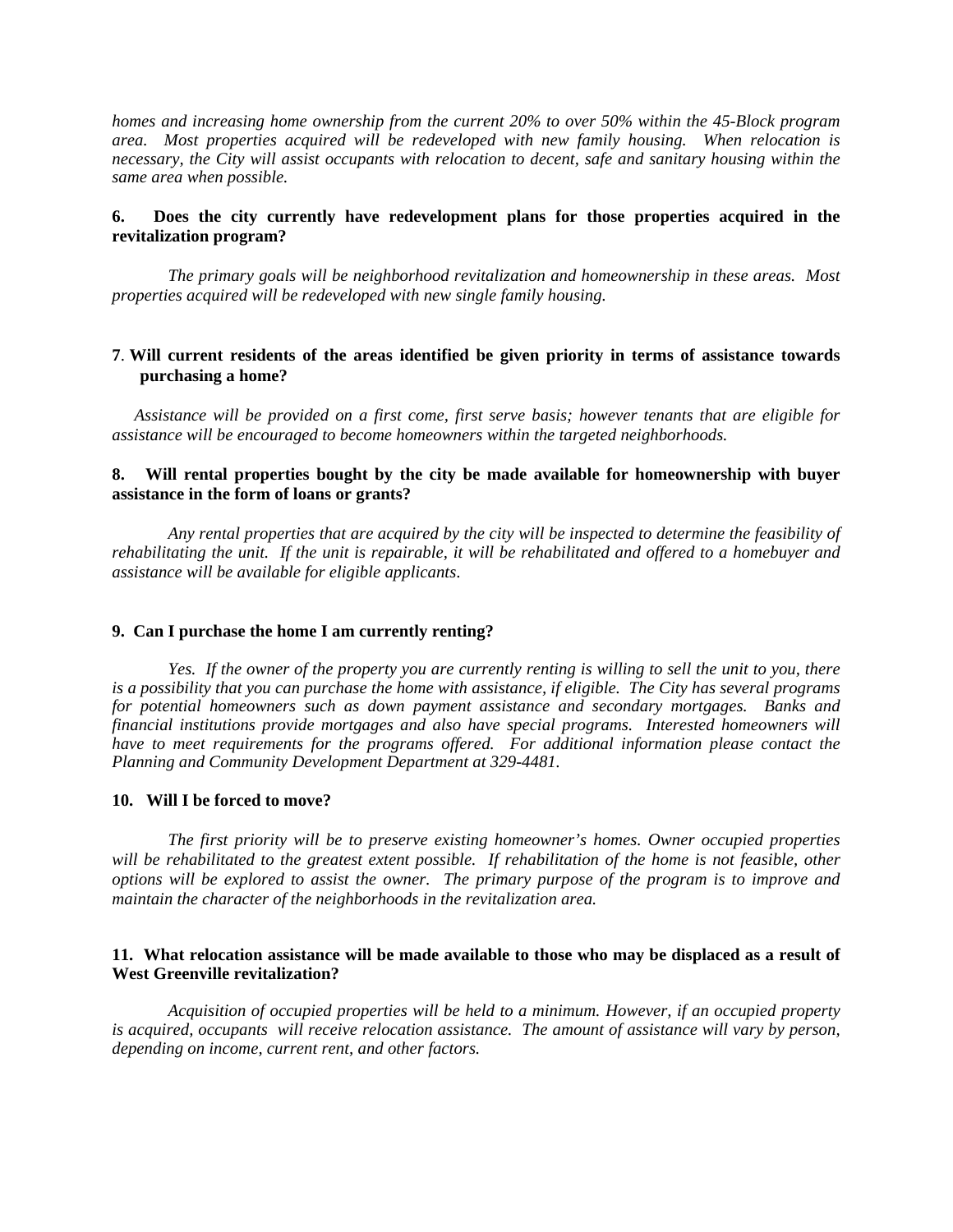*homes and increasing home ownership from the current 20% to over 50% within the 45-Block program area. Most properties acquired will be redeveloped with new family housing. When relocation is necessary, the City will assist occupants with relocation to decent, safe and sanitary housing within the same area when possible.*

**6. Does the city currently have redevelopment plans for those properties acquired in the revitalization program?**

*The primary goals will be neighborhood revitalization and homeownership in these areas. Most properties acquired will be redeveloped with new single family housing.*

**7. Will current residents of the areas identified be given priority in terms of assistance towards purchasing a home?**

*Assistance will be provided on a first come, first serve basis; however tenants that are eligible for assistance will be encouraged to become homeowners within the targeted neighborhoods.*

**8. Will rental properties bought by the city be made available for homeownership with buyer assistance in the form of loans or grants?**

*Any rental properties that are acquired by the city will be inspected to determine the feasibility of rehabilitating the unit. If the unit is repairable, it will be rehabilitated and offered to a homebuyer and assistance will be available for eligible applicants.*

**9. Can I purchase the home I am currently renting?**

*Yes. If the owner of the property you are currently renting is willing to sell the unit to you, there is a possibility that you can purchase the home with assistance, if eligible. The City has several programs for potential homeowners such as down payment assistance and secondary mortgages. Banks and financial institutions provide mortgages and also have special programs. Interested homeowners will have to meet requirements for the programs offered. For additional information please contact the Planning and Community Development Department at 329-4481.*

**10. Will I be forced to move?**

*The first priority will be to preserve existing homeowner's homes. Owner occupied properties will be rehabilitated to the greatest extent possible. If rehabilitation of the home is not feasible, other options will be explored to assist the owner. The primary purpose of the program is to improve and maintain the character of the neighborhoods in the revitalization area.*

**11. What relocation assistance will be made available to those who may be displaced as a result of West Greenville revitalization?**

*Acquisition of occupied properties will be held to a minimum. However, if an occupied property is acquired, occupants will receive relocation assistance. The amount of assistance will vary by person, depending on income, current rent, and other factors.*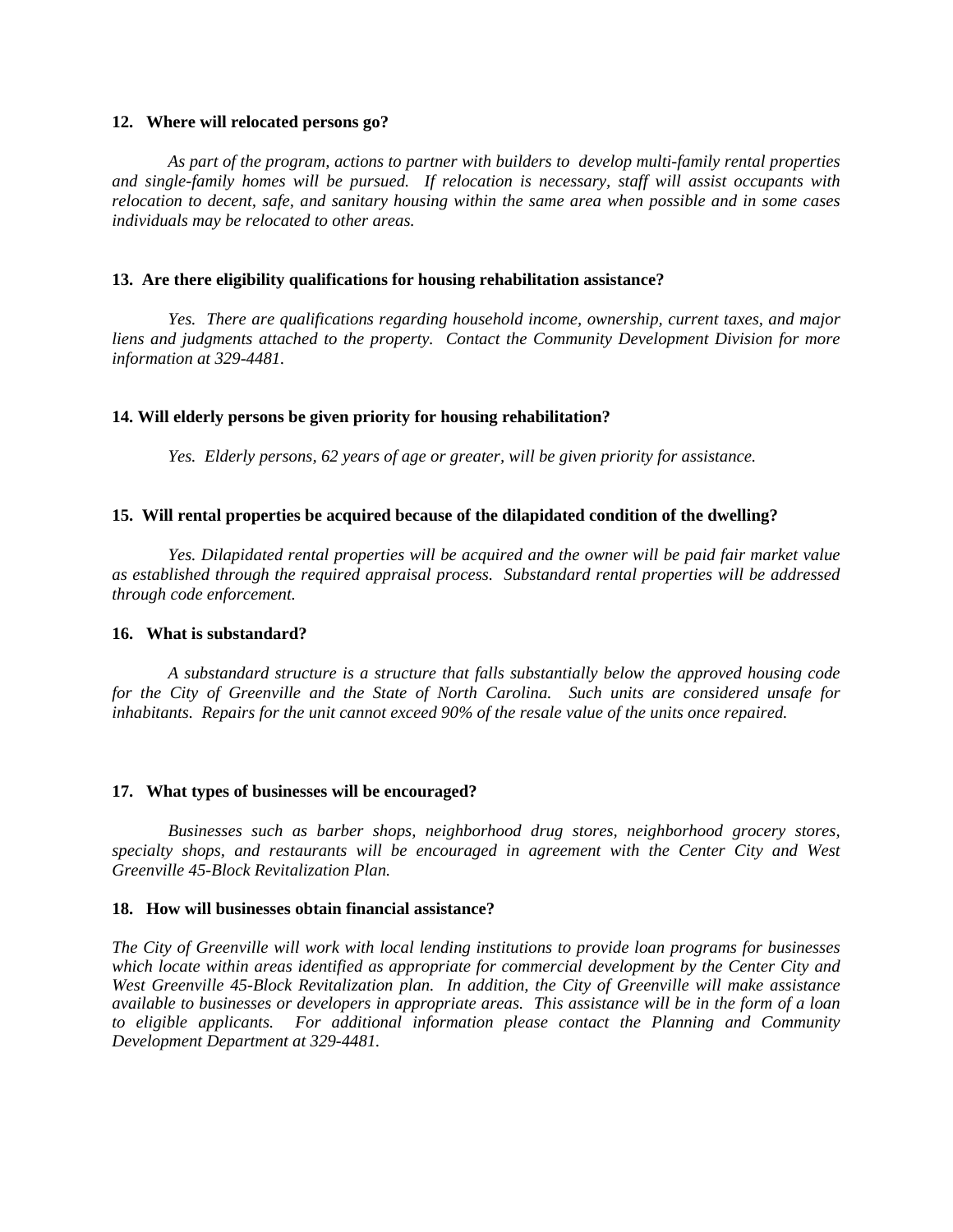**12. Where will relocated persons go?**

*As part of the program, actions to partner with builders to develop multi-family rental properties and single-family homes will be pursued. If relocation is necessary, staff will assist occupants with relocation to decent, safe, and sanitary housing within the same area when possible and in some cases individuals may be relocated to other areas.*

**13. Are there eligibility qualifications for housing rehabilitation assistance?**

*Yes. There are qualifications regarding household income, ownership, current taxes, and major liens and judgments attached to the property. Contact the Community Development Division for more information at 329-4481.*

**14. Will elderly persons be given priority for housing rehabilitation?**

*Yes. Elderly persons, 62 years of age or greater, will be given priority for assistance.*

**15. Will rental properties be acquired because of the dilapidated condition of the dwelling?**

*Yes. Dilapidated rental properties will be acquired and the owner will be paid fair market value as established through the required appraisal process. Substandard rental properties will be addressed through code enforcement.*

**16. What is substandard?**

*A substandard structure is a structure that falls substantially below the approved housing code for the City of Greenville and the State of North Carolina. Such units are considered unsafe for inhabitants. Repairs for the unit cannot exceed 90% of the resale value of the units once repaired.*

**17. What types of businesses will be encouraged?**

*Businesses such as barber shops, neighborhood drug stores, neighborhood grocery stores, specialty shops, and restaurants will be encouraged in agreement with the Center City and West Greenville 45-Block Revitalization Plan.*

**18. How will businesses obtain financial assistance?**

*The City of Greenville will work with local lending institutions to provide loan programs for businesses which locate within areas identified as appropriate for commercial development by the Center City and West Greenville 45-Block Revitalization plan. In addition, the City of Greenville will make assistance available to businesses or developers in appropriate areas. This assistance will be in the form of a loan to eligible applicants. For additional information please contact the Planning and Community Development Department at 329-4481.*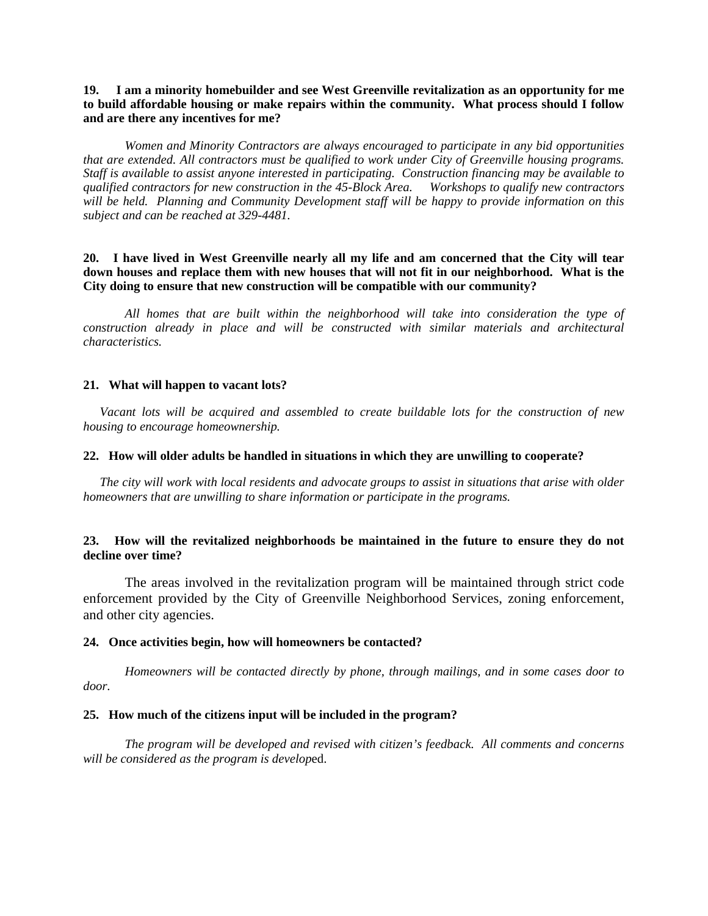**19. I am a minority homebuilder and see West Greenville revitalization as an opportunity for me to build affordable housing or make repairs within the community. What process should I follow and are there any incentives for me?**

*Women and Minority Contractors are always encouraged to participate in any bid opportunities that are extended. All contractors must be qualified to work under City of Greenville housing programs. Staff is available to assist anyone interested in participating. Construction financing may be available to qualified contractors for new construction in the 45-Block Area. Workshops to qualify new contractors will be held. Planning and Community Development staff will be happy to provide information on this subject and can be reached at 329-4481.*

**20. I have lived in West Greenville nearly all my life and am concerned that the City will tear down houses and replace them with new houses that will not fit in our neighborhood. What is the City doing to ensure that new construction will be compatible with our community?**

*All homes that are built within the neighborhood will take into consideration the type of construction already in place and will be constructed with similar materials and architectural characteristics.*

**21. What will happen to vacant lots?**

*Vacant lots will be acquired and assembled to create buildable lots for the construction of new housing to encourage homeownership.*

**22. How will older adults be handled in situations in which they are unwilling to cooperate?**

*The city will work with local residents and advocate groups to assist in situations that arise with older homeowners that are unwilling to share information or participate in the programs.*

**23. How will the revitalized neighborhoods be maintained in the future to ensure they do not decline over time?**

The areas involved in the revitalization program will be maintained through strict code enforcement provided by the City of Greenville Neighborhood Services, zoning enforcement, and other city agencies.

**24. Once activities begin, how will homeowners be contacted?**

*Homeowners will be contacted directly by phone, through mailings, and in some cases door to door.*

**25. How much of the citizens input will be included in the program?**

*The program will be developed and revised with citizen's feedback. All comments and concerns will be considered as the program is developed.*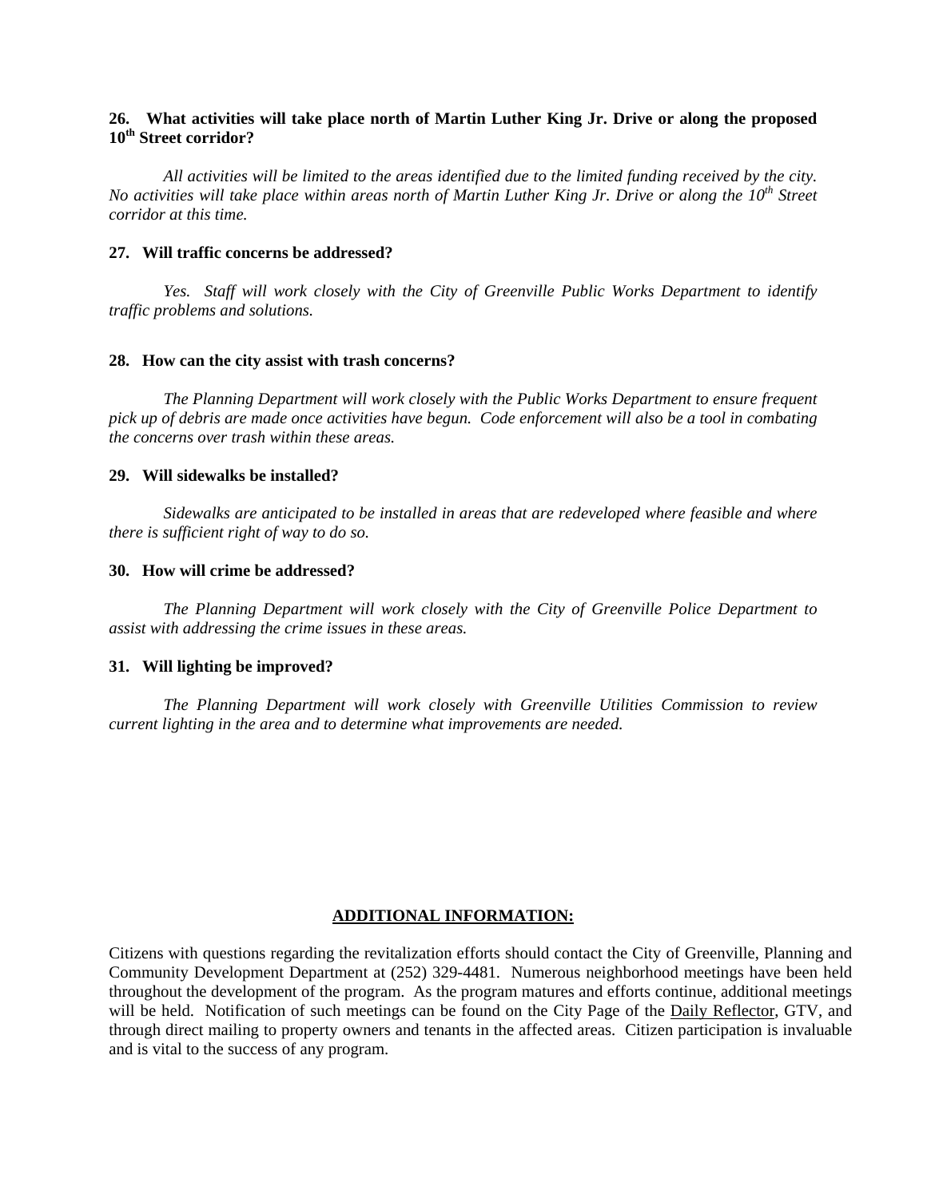**26. What activities will take place north of Martin Luther King Jr. Drive or along the proposed 10th Street corridor?**

*All activities will be limited to the areas identified due to the limited funding received by the city. No activities will take place within areas north of Martin Luther King Jr. Drive or along the 10th Street corridor at this time.*

**27. Will traffic concerns be addressed?**

*Yes. Staff will work closely with the City of Greenville Public Works Department to identify traffic problems and solutions.*

**28. How can the city assist with trash concerns?**

*The Planning Department will work closely with the Public Works Department to ensure frequent pick up of debris are made once activities have begun. Code enforcement will also be a tool in combating the concerns over trash within these areas.*

**29. Will sidewalks be installed?**

*Sidewalks are anticipated to be installed in areas that are redeveloped where feasible and where there is sufficient right of way to do so.*

**30. How will crime be addressed?**

*The Planning Department will work closely with the City of Greenville Police Department to assist with addressing the crime issues in these areas.*

**31. Will lighting be improved?**

*The Planning Department will work closely with Greenville Utilities Commission to review current lighting in the area and to determine what improvements are needed.*

## ADDITIONAL INFORMATION:

Citizens with questions regarding the revitalization efforts should contact the City of Greenville, Planning and Community Development Department at (252) 329-4481. Numerous neighborhood meetings have been held throughout the development of the program. As the program matures and efforts continue, additional meetings will be held. Notification of such meetings can be found on the City Page of the Daily Reflector, GTV, and through direct mailing to property owners and tenants in the affected areas. Citizen participation is invaluable and is vital to the success of any program.